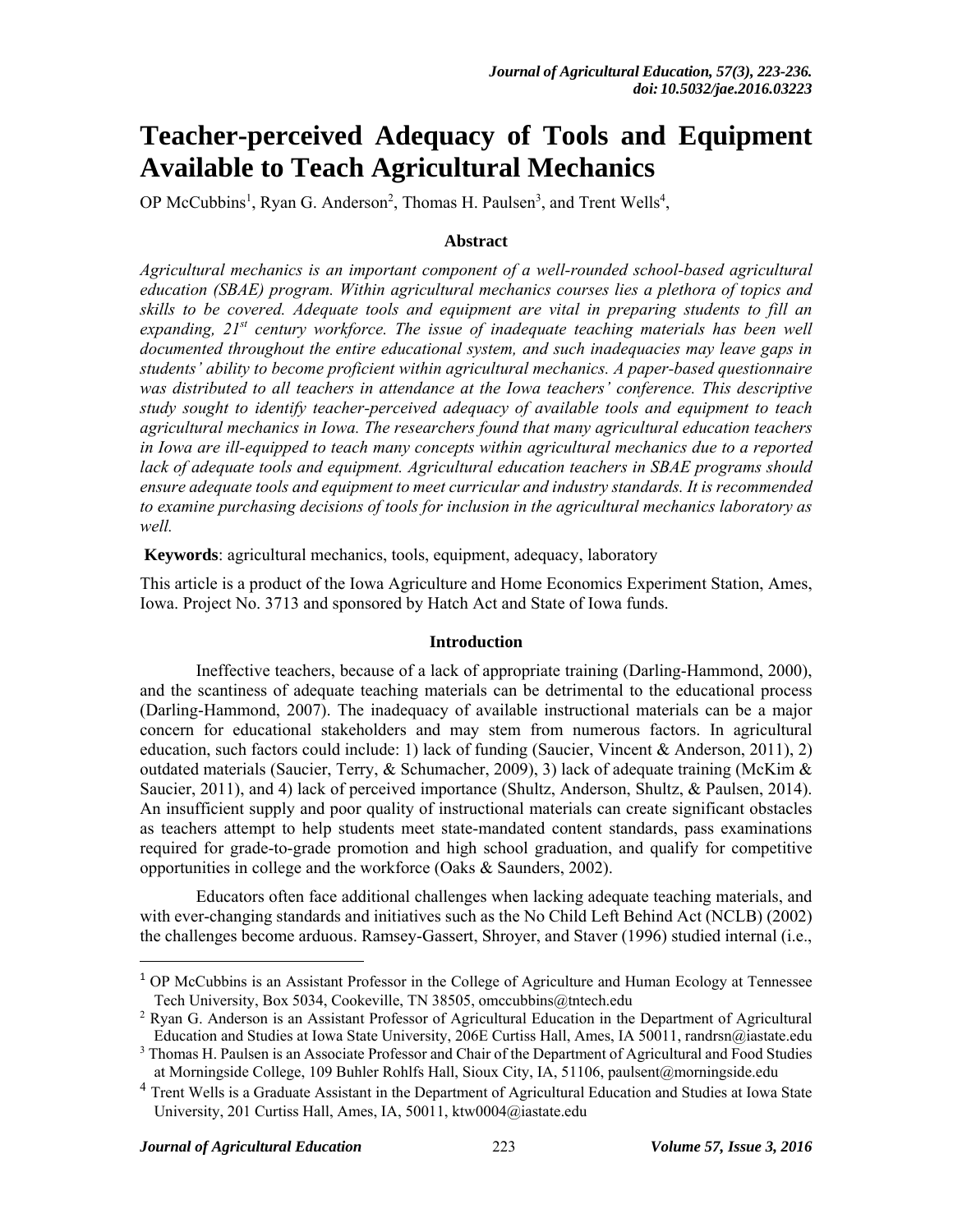# Teacher-perceived Adequacy of Tools and Equipment Available to Teach Agricultural Mechanics

OP McCubbins[1], Ryan G. Anderson[2], Thomas H. Paulsen[3], and Trent Wells[4],

### Abstract

*Agricultural mechanics is an important component of a well-rounded school-based agricultural education (SBAE) program. Within agricultural mechanics courses lies a plethora of topics and skills to be covered. Adequate tools and equipment are vital in preparing students to fill an expanding, 21st century workforce. The issue of inadequate teaching materials has been well documented throughout the entire educational system, and such inadequacies may leave gaps in students' ability to become proficient within agricultural mechanics. A paper-based questionnaire was distributed to all teachers in attendance at the Iowa teachers' conference. This descriptive study sought to identify teacher-perceived adequacy of available tools and equipment to teach agricultural mechanics in Iowa. The researchers found that many agricultural education teachers in Iowa are ill-equipped to teach many concepts within agricultural mechanics due to a reported lack of adequate tools and equipment. Agricultural education teachers in SBAE programs should ensure adequate tools and equipment to meet curricular and industry standards. It is recommended to examine purchasing decisions of tools for inclusion in the agricultural mechanics laboratory as well.*

**Keywords**: agricultural mechanics, tools, equipment, adequacy, laboratory

This article is a product of the Iowa Agriculture and Home Economics Experiment Station, Ames, Iowa. Project No. 3713 and sponsored by Hatch Act and State of Iowa funds.

### Introduction

Ineffective teachers, because of a lack of appropriate training (Darling-Hammond, 2000), and the scantiness of adequate teaching materials can be detrimental to the educational process (Darling-Hammond, 2007). The inadequacy of available instructional materials can be a major concern for educational stakeholders and may stem from numerous factors. In agricultural education, such factors could include: 1) lack of funding (Saucier, Vincent & Anderson, 2011), 2) outdated materials (Saucier, Terry, & Schumacher, 2009), 3) lack of adequate training (McKim & Saucier, 2011), and 4) lack of perceived importance (Shultz, Anderson, Shultz, & Paulsen, 2014). An insufficient supply and poor quality of instructional materials can create significant obstacles as teachers attempt to help students meet state-mandated content standards, pass examinations required for grade-to-grade promotion and high school graduation, and qualify for competitive opportunities in college and the workforce (Oaks & Saunders, 2002).

Educators often face additional challenges when lacking adequate teaching materials, and with ever-changing standards and initiatives such as the No Child Left Behind Act (NCLB) (2002) the challenges become arduous. Ramsey-Gassert, Shroyer, and Staver (1996) studied internal (i.e.,

[1] OP McCubbins is an Assistant Professor in the College of Agriculture and Human Ecology at Tennessee Tech University, Box 5034, Cookeville, TN 38505, omccubbins@tntech.edu

[2] Ryan G. Anderson is an Assistant Professor of Agricultural Education in the Department of Agricultural Education and Studies at Iowa State University, 206E Curtiss Hall, Ames, IA 50011, randrsn@iastate.edu

[3] Thomas H. Paulsen is an Associate Professor and Chair of the Department of Agricultural and Food Studies at Morningside College, 109 Buhler Rohlfs Hall, Sioux City, IA, 51106, paulsent@morningside.edu

[4] Trent Wells is a Graduate Assistant in the Department of Agricultural Education and Studies at Iowa State University, 201 Curtiss Hall, Ames, IA, 50011, ktw0004@iastate.edu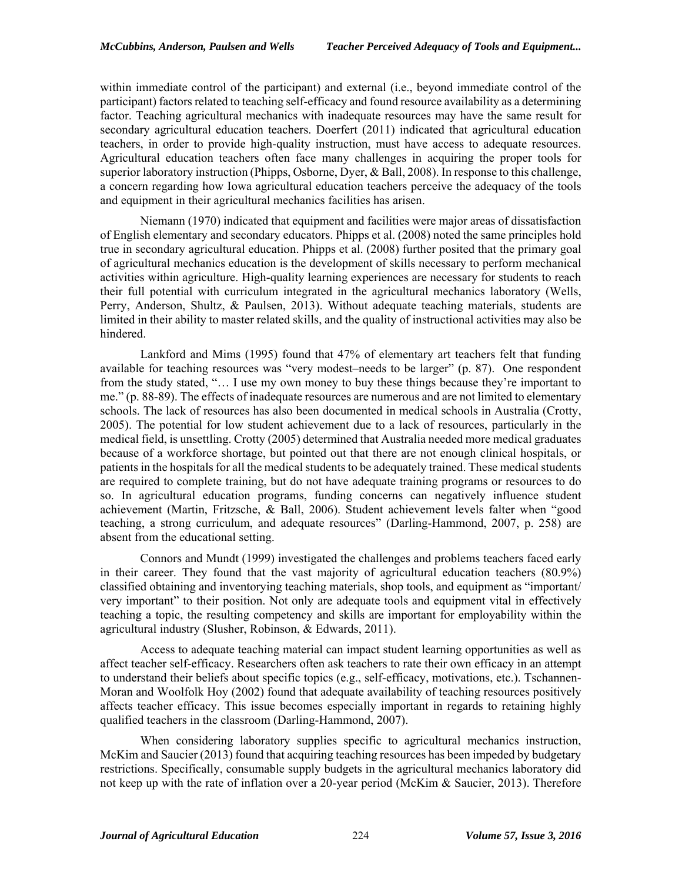within immediate control of the participant) and external (i.e., beyond immediate control of the participant) factors related to teaching self-efficacy and found resource availability as a determining factor. Teaching agricultural mechanics with inadequate resources may have the same result for secondary agricultural education teachers. Doerfert (2011) indicated that agricultural education teachers, in order to provide high-quality instruction, must have access to adequate resources. Agricultural education teachers often face many challenges in acquiring the proper tools for superior laboratory instruction (Phipps, Osborne, Dyer, & Ball, 2008). In response to this challenge, a concern regarding how Iowa agricultural education teachers perceive the adequacy of the tools and equipment in their agricultural mechanics facilities has arisen.

Niemann (1970) indicated that equipment and facilities were major areas of dissatisfaction of English elementary and secondary educators. Phipps et al. (2008) noted the same principles hold true in secondary agricultural education. Phipps et al. (2008) further posited that the primary goal of agricultural mechanics education is the development of skills necessary to perform mechanical activities within agriculture. High-quality learning experiences are necessary for students to reach their full potential with curriculum integrated in the agricultural mechanics laboratory (Wells, Perry, Anderson, Shultz, & Paulsen, 2013). Without adequate teaching materials, students are limited in their ability to master related skills, and the quality of instructional activities may also be hindered.

Lankford and Mims (1995) found that 47% of elementary art teachers felt that funding available for teaching resources was "very modest–needs to be larger" (p. 87). One respondent from the study stated, "… I use my own money to buy these things because they're important to me." (p. 88-89). The effects of inadequate resources are numerous and are not limited to elementary schools. The lack of resources has also been documented in medical schools in Australia (Crotty, 2005). The potential for low student achievement due to a lack of resources, particularly in the medical field, is unsettling. Crotty (2005) determined that Australia needed more medical graduates because of a workforce shortage, but pointed out that there are not enough clinical hospitals, or patients in the hospitals for all the medical students to be adequately trained. These medical students are required to complete training, but do not have adequate training programs or resources to do so. In agricultural education programs, funding concerns can negatively influence student achievement (Martin, Fritzsche, & Ball, 2006). Student achievement levels falter when "good teaching, a strong curriculum, and adequate resources" (Darling-Hammond, 2007, p. 258) are absent from the educational setting.

Connors and Mundt (1999) investigated the challenges and problems teachers faced early in their career. They found that the vast majority of agricultural education teachers (80.9%) classified obtaining and inventorying teaching materials, shop tools, and equipment as "important/ very important" to their position. Not only are adequate tools and equipment vital in effectively teaching a topic, the resulting competency and skills are important for employability within the agricultural industry (Slusher, Robinson, & Edwards, 2011).

Access to adequate teaching material can impact student learning opportunities as well as affect teacher self-efficacy. Researchers often ask teachers to rate their own efficacy in an attempt to understand their beliefs about specific topics (e.g., self-efficacy, motivations, etc.). Tschannen-Moran and Woolfolk Hoy (2002) found that adequate availability of teaching resources positively affects teacher efficacy. This issue becomes especially important in regards to retaining highly qualified teachers in the classroom (Darling-Hammond, 2007).

When considering laboratory supplies specific to agricultural mechanics instruction, McKim and Saucier (2013) found that acquiring teaching resources has been impeded by budgetary restrictions. Specifically, consumable supply budgets in the agricultural mechanics laboratory did not keep up with the rate of inflation over a 20-year period (McKim & Saucier, 2013). Therefore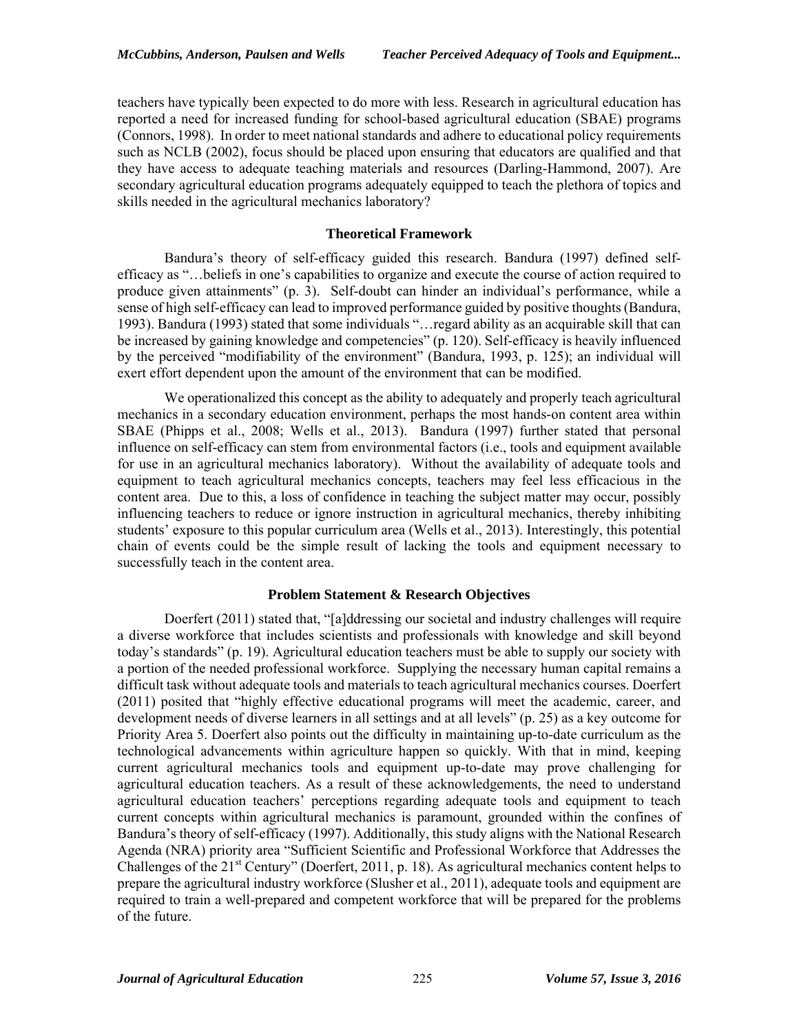teachers have typically been expected to do more with less. Research in agricultural education has reported a need for increased funding for school-based agricultural education (SBAE) programs (Connors, 1998). In order to meet national standards and adhere to educational policy requirements such as NCLB (2002), focus should be placed upon ensuring that educators are qualified and that they have access to adequate teaching materials and resources (Darling-Hammond, 2007). Are secondary agricultural education programs adequately equipped to teach the plethora of topics and skills needed in the agricultural mechanics laboratory?

## Theoretical Framework

Bandura's theory of self-efficacy guided this research. Bandura (1997) defined self-efficacy as "…beliefs in one's capabilities to organize and execute the course of action required to produce given attainments" (p. 3). Self-doubt can hinder an individual's performance, while a sense of high self-efficacy can lead to improved performance guided by positive thoughts (Bandura, 1993). Bandura (1993) stated that some individuals "…regard ability as an acquirable skill that can be increased by gaining knowledge and competencies" (p. 120). Self-efficacy is heavily influenced by the perceived "modifiability of the environment" (Bandura, 1993, p. 125); an individual will exert effort dependent upon the amount of the environment that can be modified.

We operationalized this concept as the ability to adequately and properly teach agricultural mechanics in a secondary education environment, perhaps the most hands-on content area within SBAE (Phipps et al., 2008; Wells et al., 2013). Bandura (1997) further stated that personal influence on self-efficacy can stem from environmental factors (i.e., tools and equipment available for use in an agricultural mechanics laboratory). Without the availability of adequate tools and equipment to teach agricultural mechanics concepts, teachers may feel less efficacious in the content area. Due to this, a loss of confidence in teaching the subject matter may occur, possibly influencing teachers to reduce or ignore instruction in agricultural mechanics, thereby inhibiting students' exposure to this popular curriculum area (Wells et al., 2013). Interestingly, this potential chain of events could be the simple result of lacking the tools and equipment necessary to successfully teach in the content area.

## Problem Statement & Research Objectives

Doerfert (2011) stated that, "[a]ddressing our societal and industry challenges will require a diverse workforce that includes scientists and professionals with knowledge and skill beyond today's standards" (p. 19). Agricultural education teachers must be able to supply our society with a portion of the needed professional workforce. Supplying the necessary human capital remains a difficult task without adequate tools and materials to teach agricultural mechanics courses. Doerfert (2011) posited that "highly effective educational programs will meet the academic, career, and development needs of diverse learners in all settings and at all levels" (p. 25) as a key outcome for Priority Area 5. Doerfert also points out the difficulty in maintaining up-to-date curriculum as the technological advancements within agriculture happen so quickly. With that in mind, keeping current agricultural mechanics tools and equipment up-to-date may prove challenging for agricultural education teachers. As a result of these acknowledgements, the need to understand agricultural education teachers' perceptions regarding adequate tools and equipment to teach current concepts within agricultural mechanics is paramount, grounded within the confines of Bandura's theory of self-efficacy (1997). Additionally, this study aligns with the National Research Agenda (NRA) priority area "Sufficient Scientific and Professional Workforce that Addresses the Challenges of the 21st Century" (Doerfert, 2011, p. 18). As agricultural mechanics content helps to prepare the agricultural industry workforce (Slusher et al., 2011), adequate tools and equipment are required to train a well-prepared and competent workforce that will be prepared for the problems of the future.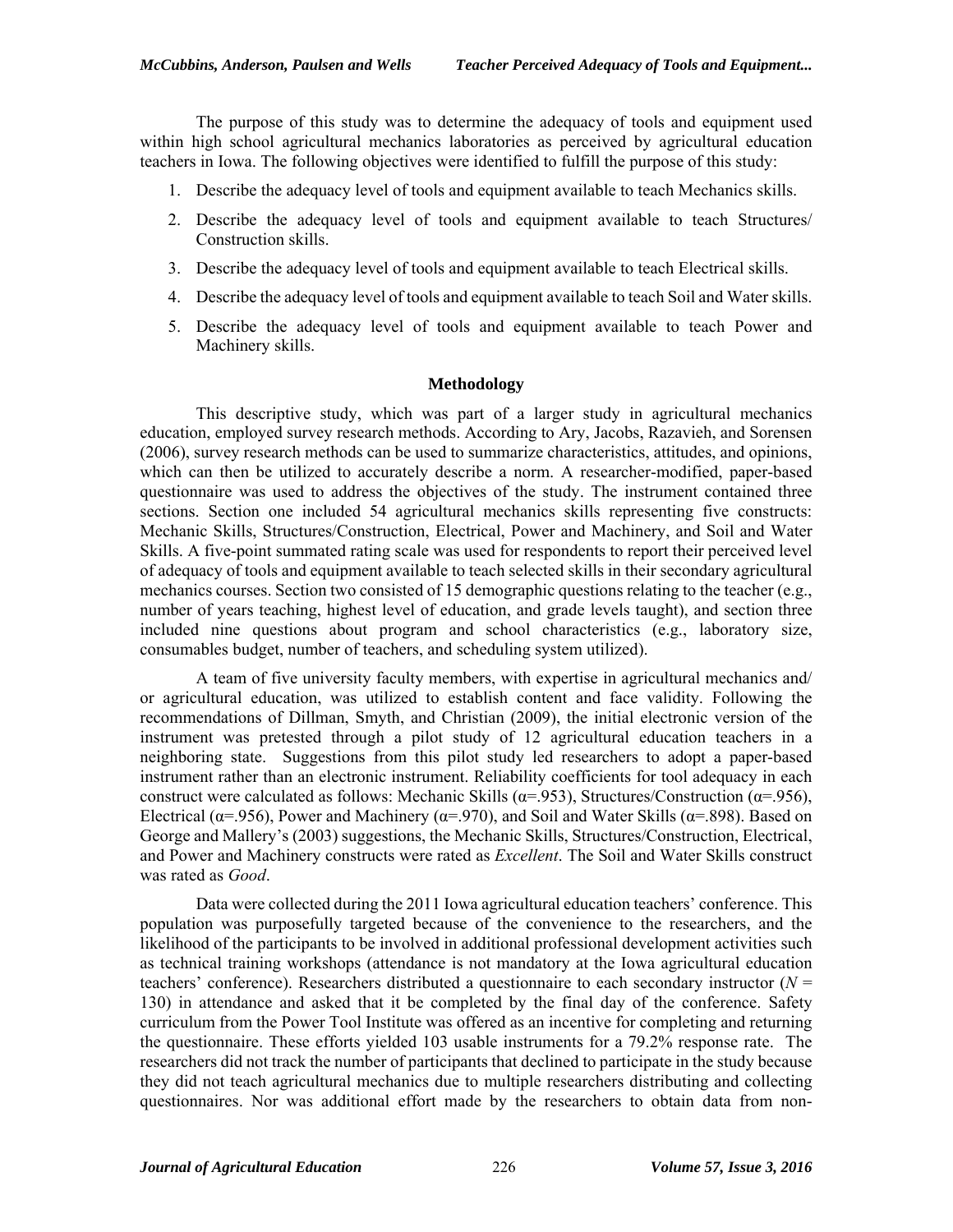The purpose of this study was to determine the adequacy of tools and equipment used within high school agricultural mechanics laboratories as perceived by agricultural education teachers in Iowa. The following objectives were identified to fulfill the purpose of this study:

1. Describe the adequacy level of tools and equipment available to teach Mechanics skills.
2. Describe the adequacy level of tools and equipment available to teach Structures/ Construction skills.
3. Describe the adequacy level of tools and equipment available to teach Electrical skills.
4. Describe the adequacy level of tools and equipment available to teach Soil and Water skills.
5. Describe the adequacy level of tools and equipment available to teach Power and Machinery skills.

## Methodology

This descriptive study, which was part of a larger study in agricultural mechanics education, employed survey research methods. According to Ary, Jacobs, Razavieh, and Sorensen (2006), survey research methods can be used to summarize characteristics, attitudes, and opinions, which can then be utilized to accurately describe a norm. A researcher-modified, paper-based questionnaire was used to address the objectives of the study. The instrument contained three sections. Section one included 54 agricultural mechanics skills representing five constructs: Mechanic Skills, Structures/Construction, Electrical, Power and Machinery, and Soil and Water Skills. A five-point summated rating scale was used for respondents to report their perceived level of adequacy of tools and equipment available to teach selected skills in their secondary agricultural mechanics courses. Section two consisted of 15 demographic questions relating to the teacher (e.g., number of years teaching, highest level of education, and grade levels taught), and section three included nine questions about program and school characteristics (e.g., laboratory size, consumables budget, number of teachers, and scheduling system utilized).

A team of five university faculty members, with expertise in agricultural mechanics and/ or agricultural education, was utilized to establish content and face validity. Following the recommendations of Dillman, Smyth, and Christian (2009), the initial electronic version of the instrument was pretested through a pilot study of 12 agricultural education teachers in a neighboring state. Suggestions from this pilot study led researchers to adopt a paper-based instrument rather than an electronic instrument. Reliability coefficients for tool adequacy in each construct were calculated as follows: Mechanic Skills ($\alpha$=.953), Structures/Construction ($\alpha$=.956), Electrical ($\alpha$=.956), Power and Machinery ($\alpha$=.970), and Soil and Water Skills ($\alpha$=.898). Based on George and Mallery's (2003) suggestions, the Mechanic Skills, Structures/Construction, Electrical, and Power and Machinery constructs were rated as *Excellent*. The Soil and Water Skills construct was rated as *Good*.

Data were collected during the 2011 Iowa agricultural education teachers' conference. This population was purposefully targeted because of the convenience to the researchers, and the likelihood of the participants to be involved in additional professional development activities such as technical training workshops (attendance is not mandatory at the Iowa agricultural education teachers' conference). Researchers distributed a questionnaire to each secondary instructor ($N$ = 130) in attendance and asked that it be completed by the final day of the conference. Safety curriculum from the Power Tool Institute was offered as an incentive for completing and returning the questionnaire. These efforts yielded 103 usable instruments for a 79.2% response rate. The researchers did not track the number of participants that declined to participate in the study because they did not teach agricultural mechanics due to multiple researchers distributing and collecting questionnaires. Nor was additional effort made by the researchers to obtain data from non-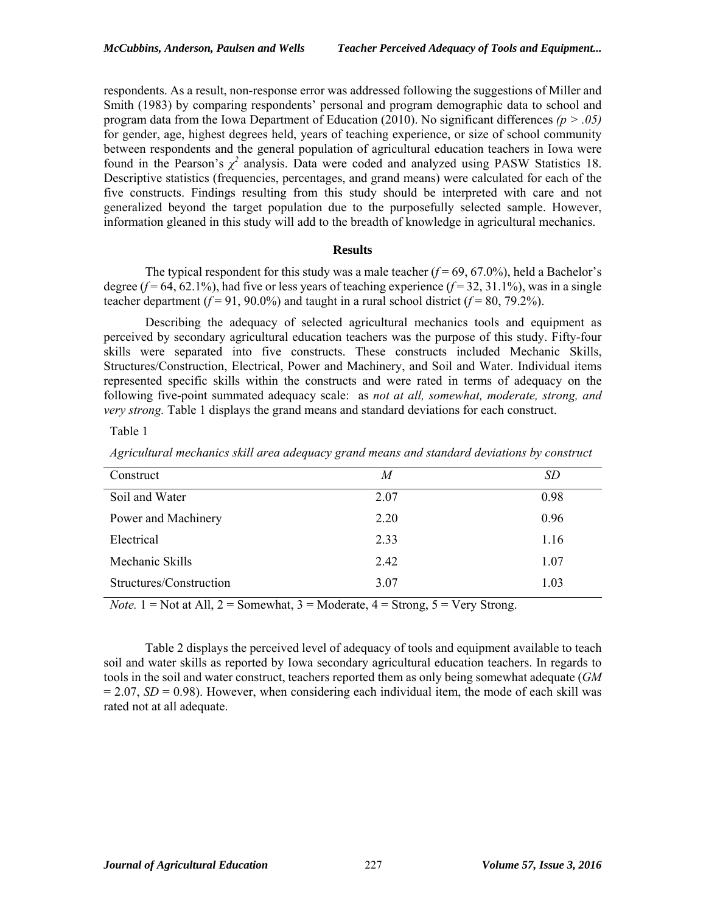respondents. As a result, non-response error was addressed following the suggestions of Miller and Smith (1983) by comparing respondents' personal and program demographic data to school and program data from the Iowa Department of Education (2010). No significant differences *($p > .05$)* for gender, age, highest degrees held, years of teaching experience, or size of school community between respondents and the general population of agricultural education teachers in Iowa were found in the Pearson's $\chi^2$ analysis. Data were coded and analyzed using PASW Statistics 18. Descriptive statistics (frequencies, percentages, and grand means) were calculated for each of the five constructs. Findings resulting from this study should be interpreted with care and not generalized beyond the target population due to the purposefully selected sample. However, information gleaned in this study will add to the breadth of knowledge in agricultural mechanics.

## Results

The typical respondent for this study was a male teacher ($f = 69$, 67.0%), held a Bachelor's degree ($f = 64$, 62.1%), had five or less years of teaching experience ($f = 32$, 31.1%), was in a single teacher department ($f = 91$, 90.0%) and taught in a rural school district ($f = 80$, 79.2%).

Describing the adequacy of selected agricultural mechanics tools and equipment as perceived by secondary agricultural education teachers was the purpose of this study. Fifty-four skills were separated into five constructs. These constructs included Mechanic Skills, Structures/Construction, Electrical, Power and Machinery, and Soil and Water. Individual items represented specific skills within the constructs and were rated in terms of adequacy on the following five-point summated adequacy scale: as *not at all, somewhat, moderate, strong, and very strong.* Table 1 displays the grand means and standard deviations for each construct.

Table 1

*Agricultural mechanics skill area adequacy grand means and standard deviations by construct*

| Construct | *M* | *SD* |
|---|---|---|
| Soil and Water | 2.07 | 0.98 |
| Power and Machinery | 2.20 | 0.96 |
| Electrical | 2.33 | 1.16 |
| Mechanic Skills | 2.42 | 1.07 |
| Structures/Construction | 3.07 | 1.03 |

*Note.* 1 = Not at All, 2 = Somewhat, 3 = Moderate, 4 = Strong, 5 = Very Strong.

Table 2 displays the perceived level of adequacy of tools and equipment available to teach soil and water skills as reported by Iowa secondary agricultural education teachers. In regards to tools in the soil and water construct, teachers reported them as only being somewhat adequate (*GM* = 2.07, *SD* = 0.98). However, when considering each individual item, the mode of each skill was rated not at all adequate.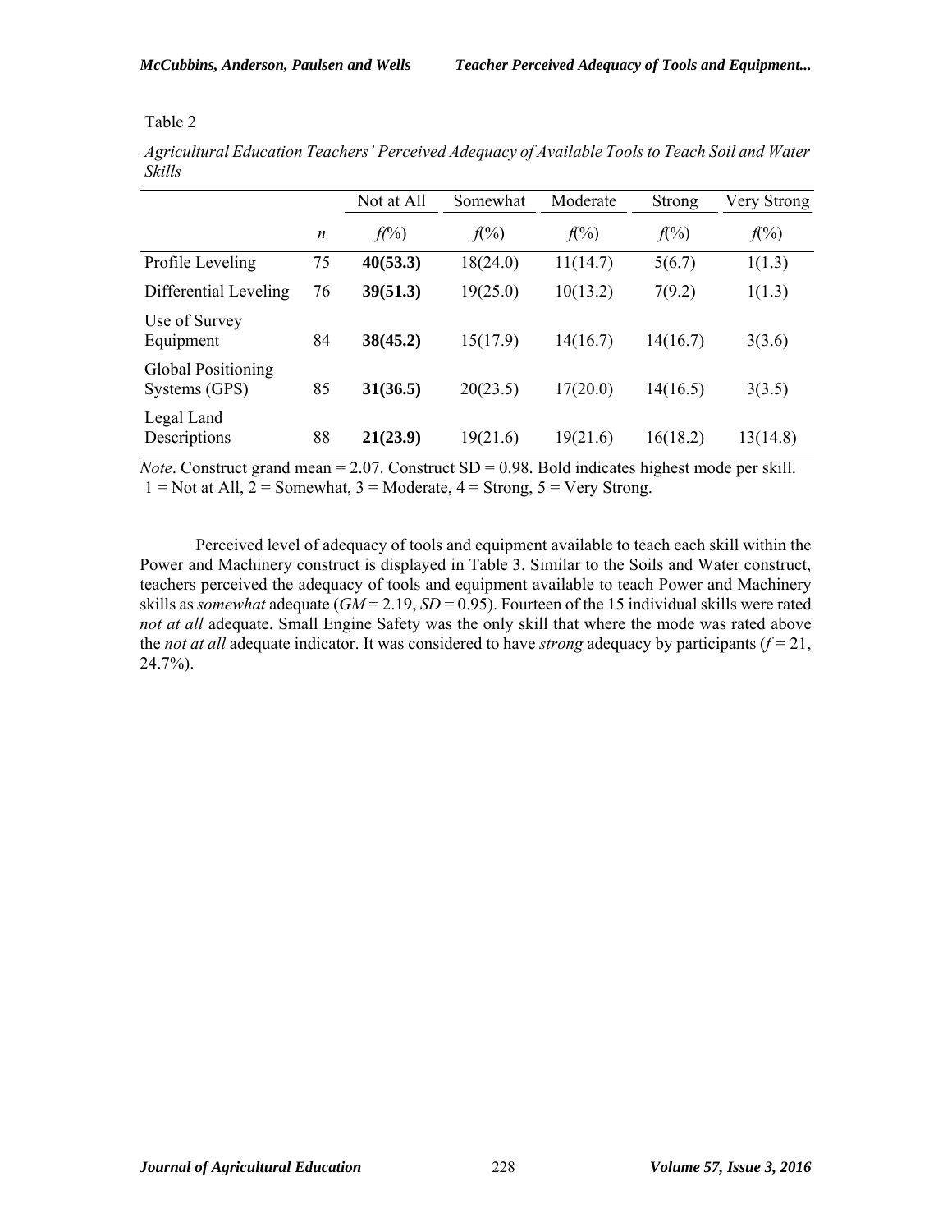Table 2

*Agricultural Education Teachers' Perceived Adequacy of Available Tools to Teach Soil and Water Skills*

| | | Not at All | Somewhat | Moderate | Strong | Very Strong |
|---|---|---|---|---|---|---|
| | *n* | *f*(%) | *f*(%) | *f*(%) | *f*(%) | *f*(%) |
| Profile Leveling | 75 | **40(53.3)** | 18(24.0) | 11(14.7) | 5(6.7) | 1(1.3) |
| Differential Leveling | 76 | **39(51.3)** | 19(25.0) | 10(13.2) | 7(9.2) | 1(1.3) |
| Use of Survey Equipment | 84 | **38(45.2)** | 15(17.9) | 14(16.7) | 14(16.7) | 3(3.6) |
| Global Positioning Systems (GPS) | 85 | **31(36.5)** | 20(23.5) | 17(20.0) | 14(16.5) | 3(3.5) |
| Legal Land Descriptions | 88 | **21(23.9)** | 19(21.6) | 19(21.6) | 16(18.2) | 13(14.8) |

*Note*. Construct grand mean = 2.07. Construct SD = 0.98. Bold indicates highest mode per skill. 1 = Not at All, 2 = Somewhat, 3 = Moderate, 4 = Strong, 5 = Very Strong.

Perceived level of adequacy of tools and equipment available to teach each skill within the Power and Machinery construct is displayed in Table 3. Similar to the Soils and Water construct, teachers perceived the adequacy of tools and equipment available to teach Power and Machinery skills as *somewhat* adequate ($GM$ = 2.19, $SD$ = 0.95). Fourteen of the 15 individual skills were rated *not at all* adequate. Small Engine Safety was the only skill that where the mode was rated above the *not at all* adequate indicator. It was considered to have *strong* adequacy by participants ($f$ = 21, 24.7%).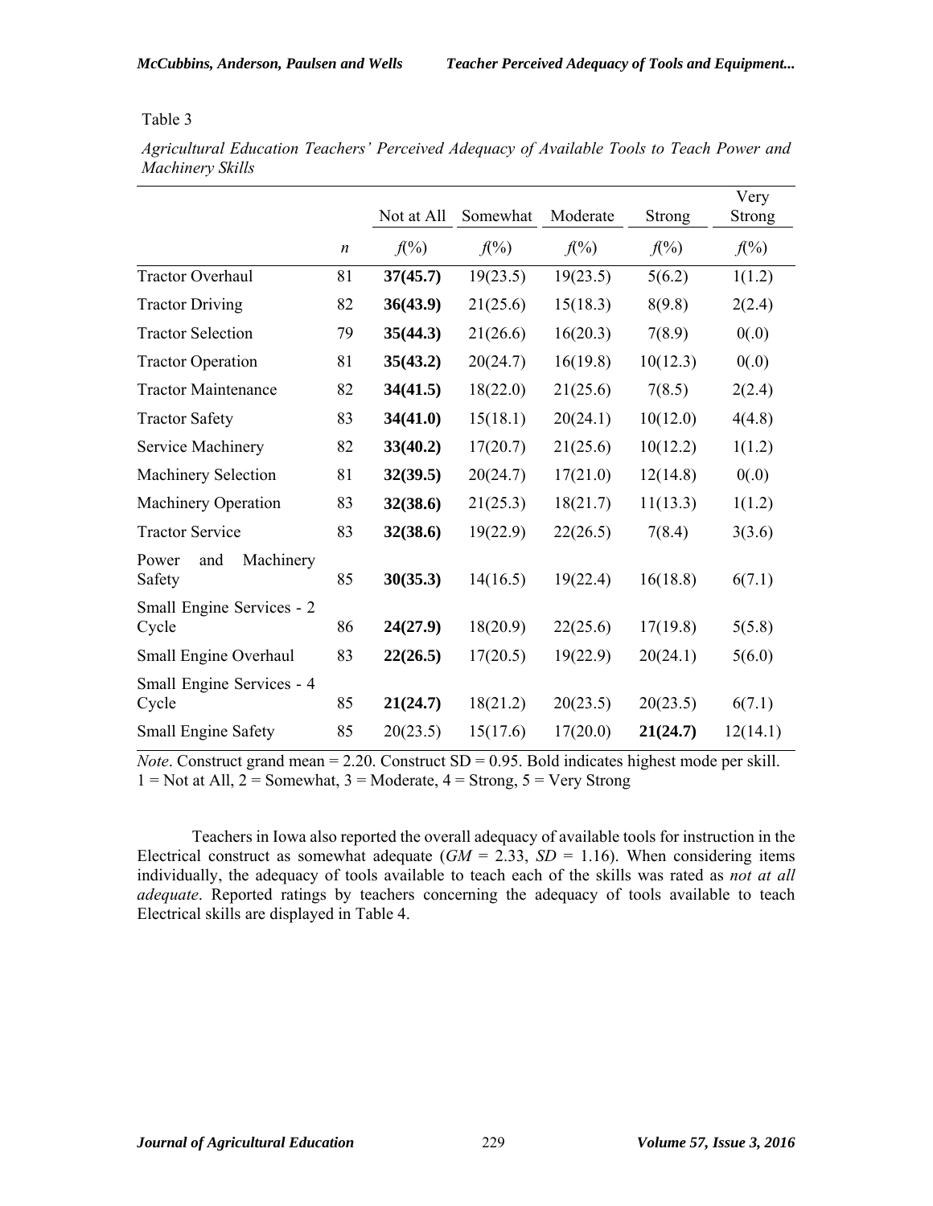Table 3

*Agricultural Education Teachers' Perceived Adequacy of Available Tools to Teach Power and Machinery Skills*

| | | Not at All | Somewhat | Moderate | Strong | Very Strong |
|---|---|---|---|---|---|---|
| | *n* | *f*(%) | *f*(%) | *f*(%) | *f*(%) | *f*(%) |
| Tractor Overhaul | 81 | **37(45.7)** | 19(23.5) | 19(23.5) | 5(6.2) | 1(1.2) |
| Tractor Driving | 82 | **36(43.9)** | 21(25.6) | 15(18.3) | 8(9.8) | 2(2.4) |
| Tractor Selection | 79 | **35(44.3)** | 21(26.6) | 16(20.3) | 7(8.9) | 0(.0) |
| Tractor Operation | 81 | **35(43.2)** | 20(24.7) | 16(19.8) | 10(12.3) | 0(.0) |
| Tractor Maintenance | 82 | **34(41.5)** | 18(22.0) | 21(25.6) | 7(8.5) | 2(2.4) |
| Tractor Safety | 83 | **34(41.0)** | 15(18.1) | 20(24.1) | 10(12.0) | 4(4.8) |
| Service Machinery | 82 | **33(40.2)** | 17(20.7) | 21(25.6) | 10(12.2) | 1(1.2) |
| Machinery Selection | 81 | **32(39.5)** | 20(24.7) | 17(21.0) | 12(14.8) | 0(.0) |
| Machinery Operation | 83 | **32(38.6)** | 21(25.3) | 18(21.7) | 11(13.3) | 1(1.2) |
| Tractor Service | 83 | **32(38.6)** | 19(22.9) | 22(26.5) | 7(8.4) | 3(3.6) |
| Power and Machinery Safety | 85 | **30(35.3)** | 14(16.5) | 19(22.4) | 16(18.8) | 6(7.1) |
| Small Engine Services - 2 Cycle | 86 | **24(27.9)** | 18(20.9) | 22(25.6) | 17(19.8) | 5(5.8) |
| Small Engine Overhaul | 83 | **22(26.5)** | 17(20.5) | 19(22.9) | 20(24.1) | 5(6.0) |
| Small Engine Services - 4 Cycle | 85 | **21(24.7)** | 18(21.2) | 20(23.5) | 20(23.5) | 6(7.1) |
| Small Engine Safety | 85 | 20(23.5) | 15(17.6) | 17(20.0) | **21(24.7)** | 12(14.1) |

*Note*. Construct grand mean = 2.20. Construct SD = 0.95. Bold indicates highest mode per skill. 1 = Not at All, 2 = Somewhat, 3 = Moderate, 4 = Strong, 5 = Very Strong

Teachers in Iowa also reported the overall adequacy of available tools for instruction in the Electrical construct as somewhat adequate ($GM$ = 2.33, $SD$ = 1.16). When considering items individually, the adequacy of tools available to teach each of the skills was rated as *not at all adequate*. Reported ratings by teachers concerning the adequacy of tools available to teach Electrical skills are displayed in Table 4.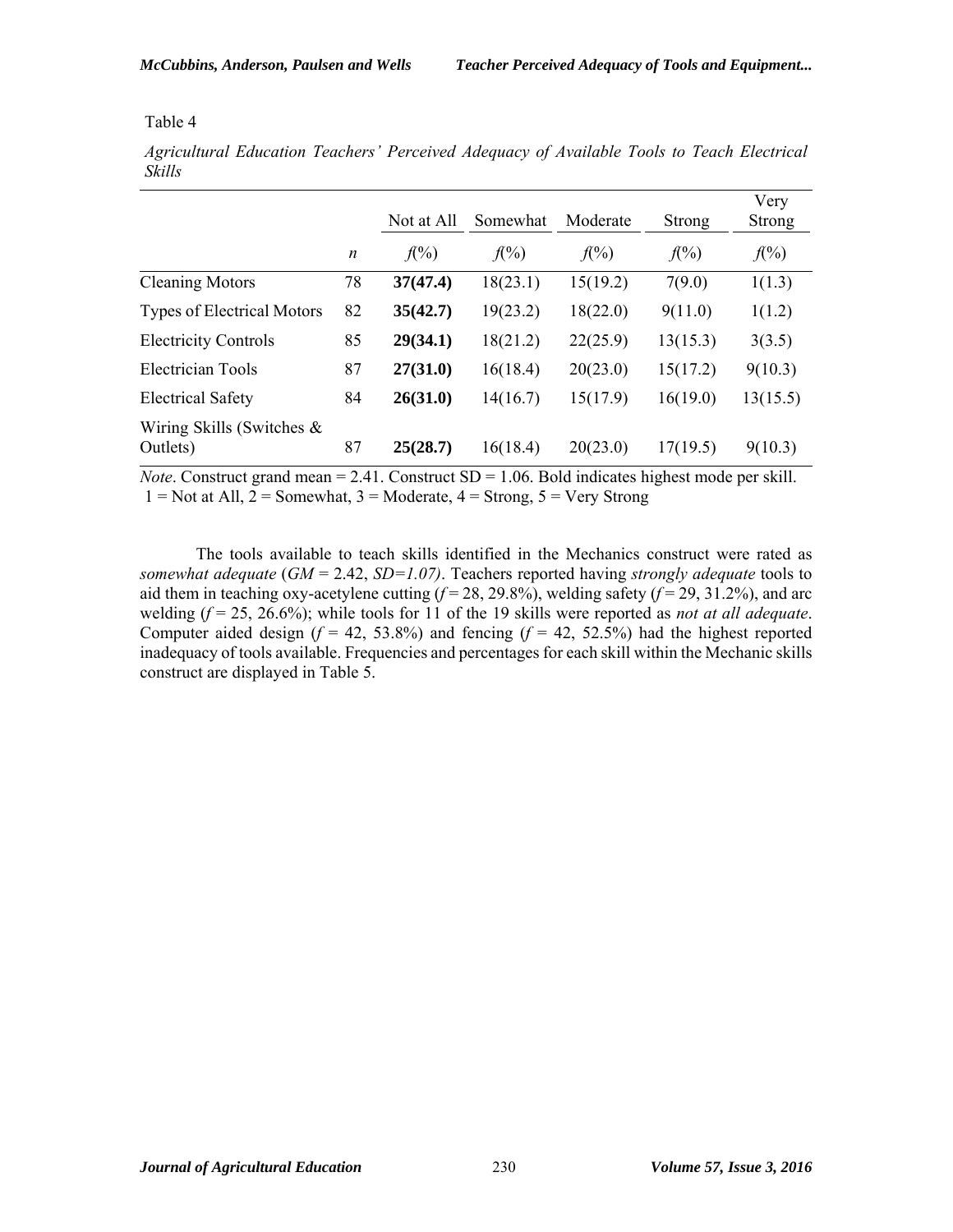Table 4

*Agricultural Education Teachers' Perceived Adequacy of Available Tools to Teach Electrical Skills*

| | | Not at All | Somewhat | Moderate | Strong | Very Strong |
|---|---|---|---|---|---|---|
| | *n* | *f*(%) | *f*(%) | *f*(%) | *f*(%) | *f*(%) |
| Cleaning Motors | 78 | **37(47.4)** | 18(23.1) | 15(19.2) | 7(9.0) | 1(1.3) |
| Types of Electrical Motors | 82 | **35(42.7)** | 19(23.2) | 18(22.0) | 9(11.0) | 1(1.2) |
| Electricity Controls | 85 | **29(34.1)** | 18(21.2) | 22(25.9) | 13(15.3) | 3(3.5) |
| Electrician Tools | 87 | **27(31.0)** | 16(18.4) | 20(23.0) | 15(17.2) | 9(10.3) |
| Electrical Safety | 84 | **26(31.0)** | 14(16.7) | 15(17.9) | 16(19.0) | 13(15.5) |
| Wiring Skills (Switches & Outlets) | 87 | **25(28.7)** | 16(18.4) | 20(23.0) | 17(19.5) | 9(10.3) |

*Note*. Construct grand mean = 2.41. Construct SD = 1.06. Bold indicates highest mode per skill. 1 = Not at All, 2 = Somewhat, 3 = Moderate, 4 = Strong, 5 = Very Strong

The tools available to teach skills identified in the Mechanics construct were rated as *somewhat adequate* ($GM$ = 2.42, $SD=1.07$). Teachers reported having *strongly adequate* tools to aid them in teaching oxy-acetylene cutting ($f$ = 28, 29.8%), welding safety ($f$ = 29, 31.2%), and arc welding ($f$ = 25, 26.6%); while tools for 11 of the 19 skills were reported as *not at all adequate*. Computer aided design ($f$ = 42, 53.8%) and fencing ($f$ = 42, 52.5%) had the highest reported inadequacy of tools available. Frequencies and percentages for each skill within the Mechanic skills construct are displayed in Table 5.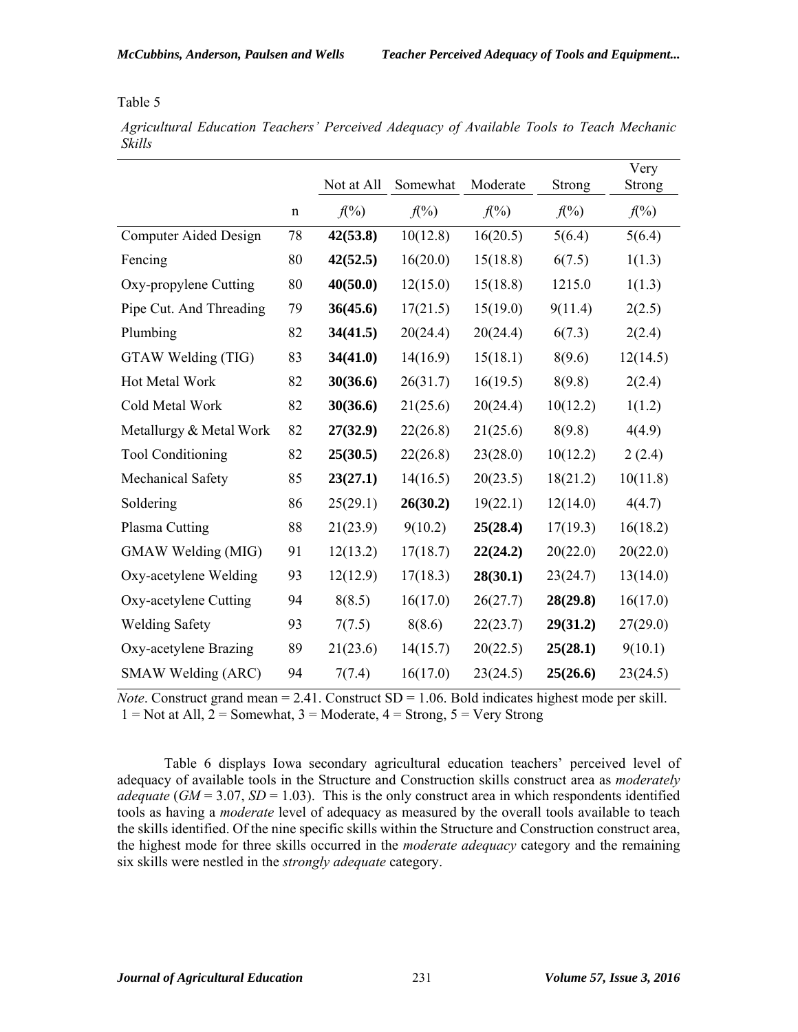Table 5

*Agricultural Education Teachers' Perceived Adequacy of Available Tools to Teach Mechanic Skills*

| | | Not at All | Somewhat | Moderate | Strong | Very Strong |
|---|---|---|---|---|---|---|
| | n | *f*(%) | *f*(%) | *f*(%) | *f*(%) | *f*(%) |
| Computer Aided Design | 78 | **42(53.8)** | 10(12.8) | 16(20.5) | 5(6.4) | 5(6.4) |
| Fencing | 80 | **42(52.5)** | 16(20.0) | 15(18.8) | 6(7.5) | 1(1.3) |
| Oxy-propylene Cutting | 80 | **40(50.0)** | 12(15.0) | 15(18.8) | 1215.0 | 1(1.3) |
| Pipe Cut. And Threading | 79 | **36(45.6)** | 17(21.5) | 15(19.0) | 9(11.4) | 2(2.5) |
| Plumbing | 82 | **34(41.5)** | 20(24.4) | 20(24.4) | 6(7.3) | 2(2.4) |
| GTAW Welding (TIG) | 83 | **34(41.0)** | 14(16.9) | 15(18.1) | 8(9.6) | 12(14.5) |
| Hot Metal Work | 82 | **30(36.6)** | 26(31.7) | 16(19.5) | 8(9.8) | 2(2.4) |
| Cold Metal Work | 82 | **30(36.6)** | 21(25.6) | 20(24.4) | 10(12.2) | 1(1.2) |
| Metallurgy & Metal Work | 82 | **27(32.9)** | 22(26.8) | 21(25.6) | 8(9.8) | 4(4.9) |
| Tool Conditioning | 82 | **25(30.5)** | 22(26.8) | 23(28.0) | 10(12.2) | 2 (2.4) |
| Mechanical Safety | 85 | **23(27.1)** | 14(16.5) | 20(23.5) | 18(21.2) | 10(11.8) |
| Soldering | 86 | 25(29.1) | **26(30.2)** | 19(22.1) | 12(14.0) | 4(4.7) |
| Plasma Cutting | 88 | 21(23.9) | 9(10.2) | **25(28.4)** | 17(19.3) | 16(18.2) |
| GMAW Welding (MIG) | 91 | 12(13.2) | 17(18.7) | **22(24.2)** | 20(22.0) | 20(22.0) |
| Oxy-acetylene Welding | 93 | 12(12.9) | 17(18.3) | **28(30.1)** | 23(24.7) | 13(14.0) |
| Oxy-acetylene Cutting | 94 | 8(8.5) | 16(17.0) | 26(27.7) | **28(29.8)** | 16(17.0) |
| Welding Safety | 93 | 7(7.5) | 8(8.6) | 22(23.7) | **29(31.2)** | 27(29.0) |
| Oxy-acetylene Brazing | 89 | 21(23.6) | 14(15.7) | 20(22.5) | **25(28.1)** | 9(10.1) |
| SMAW Welding (ARC) | 94 | 7(7.4) | 16(17.0) | 23(24.5) | **25(26.6)** | 23(24.5) |

*Note*. Construct grand mean = 2.41. Construct SD = 1.06. Bold indicates highest mode per skill. 1 = Not at All, 2 = Somewhat, 3 = Moderate, 4 = Strong, 5 = Very Strong

Table 6 displays Iowa secondary agricultural education teachers' perceived level of adequacy of available tools in the Structure and Construction skills construct area as *moderately adequate* (*GM* = 3.07, *SD* = 1.03). This is the only construct area in which respondents identified tools as having a *moderate* level of adequacy as measured by the overall tools available to teach the skills identified. Of the nine specific skills within the Structure and Construction construct area, the highest mode for three skills occurred in the *moderate adequacy* category and the remaining six skills were nestled in the *strongly adequate* category.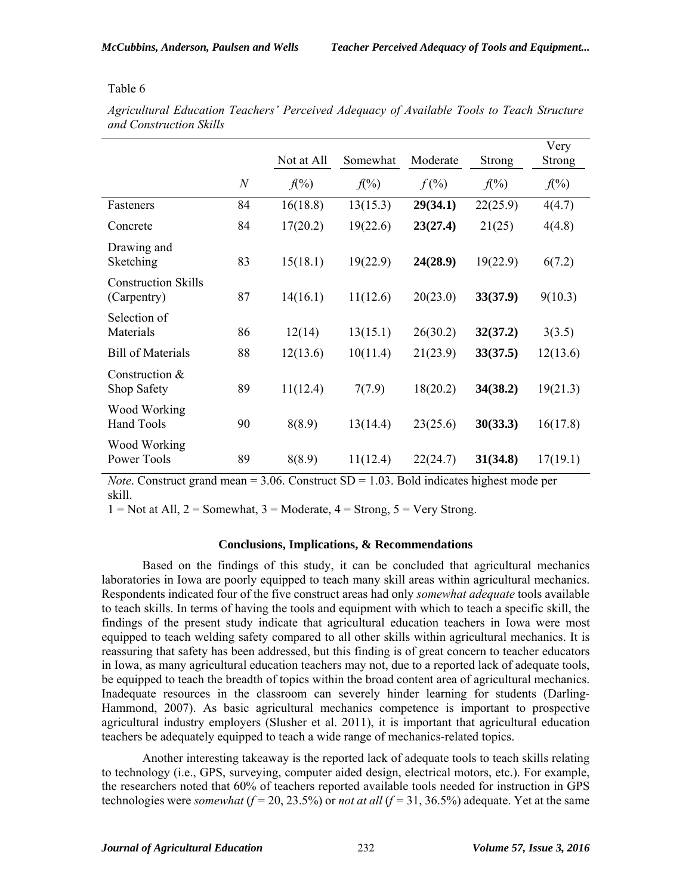Table 6

*Agricultural Education Teachers' Perceived Adequacy of Available Tools to Teach Structure and Construction Skills*

| | | Not at All | Somewhat | Moderate | Strong | Very Strong |
|---|---|---|---|---|---|---|
| | *N* | *f*(%) | *f*(%) | *f* (%) | *f*(%) | *f*(%) |
| Fasteners | 84 | 16(18.8) | 13(15.3) | **29(34.1)** | 22(25.9) | 4(4.7) |
| Concrete | 84 | 17(20.2) | 19(22.6) | **23(27.4)** | 21(25) | 4(4.8) |
| Drawing and Sketching | 83 | 15(18.1) | 19(22.9) | **24(28.9)** | 19(22.9) | 6(7.2) |
| Construction Skills (Carpentry) | 87 | 14(16.1) | 11(12.6) | 20(23.0) | **33(37.9)** | 9(10.3) |
| Selection of Materials | 86 | 12(14) | 13(15.1) | 26(30.2) | **32(37.2)** | 3(3.5) |
| Bill of Materials | 88 | 12(13.6) | 10(11.4) | 21(23.9) | **33(37.5)** | 12(13.6) |
| Construction & Shop Safety | 89 | 11(12.4) | 7(7.9) | 18(20.2) | **34(38.2)** | 19(21.3) |
| Wood Working Hand Tools | 90 | 8(8.9) | 13(14.4) | 23(25.6) | **30(33.3)** | 16(17.8) |
| Wood Working Power Tools | 89 | 8(8.9) | 11(12.4) | 22(24.7) | **31(34.8)** | 17(19.1) |

*Note*. Construct grand mean = 3.06. Construct SD = 1.03. Bold indicates highest mode per skill.
1 = Not at All, 2 = Somewhat, 3 = Moderate, 4 = Strong, 5 = Very Strong.

## Conclusions, Implications, & Recommendations

Based on the findings of this study, it can be concluded that agricultural mechanics laboratories in Iowa are poorly equipped to teach many skill areas within agricultural mechanics. Respondents indicated four of the five construct areas had only *somewhat adequate* tools available to teach skills. In terms of having the tools and equipment with which to teach a specific skill, the findings of the present study indicate that agricultural education teachers in Iowa were most equipped to teach welding safety compared to all other skills within agricultural mechanics. It is reassuring that safety has been addressed, but this finding is of great concern to teacher educators in Iowa, as many agricultural education teachers may not, due to a reported lack of adequate tools, be equipped to teach the breadth of topics within the broad content area of agricultural mechanics. Inadequate resources in the classroom can severely hinder learning for students (Darling-Hammond, 2007). As basic agricultural mechanics competence is important to prospective agricultural industry employers (Slusher et al. 2011), it is important that agricultural education teachers be adequately equipped to teach a wide range of mechanics-related topics.

Another interesting takeaway is the reported lack of adequate tools to teach skills relating to technology (i.e., GPS, surveying, computer aided design, electrical motors, etc.). For example, the researchers noted that 60% of teachers reported available tools needed for instruction in GPS technologies were *somewhat* ($f = 20$, 23.5%) or *not at all* ($f = 31$, 36.5%) adequate. Yet at the same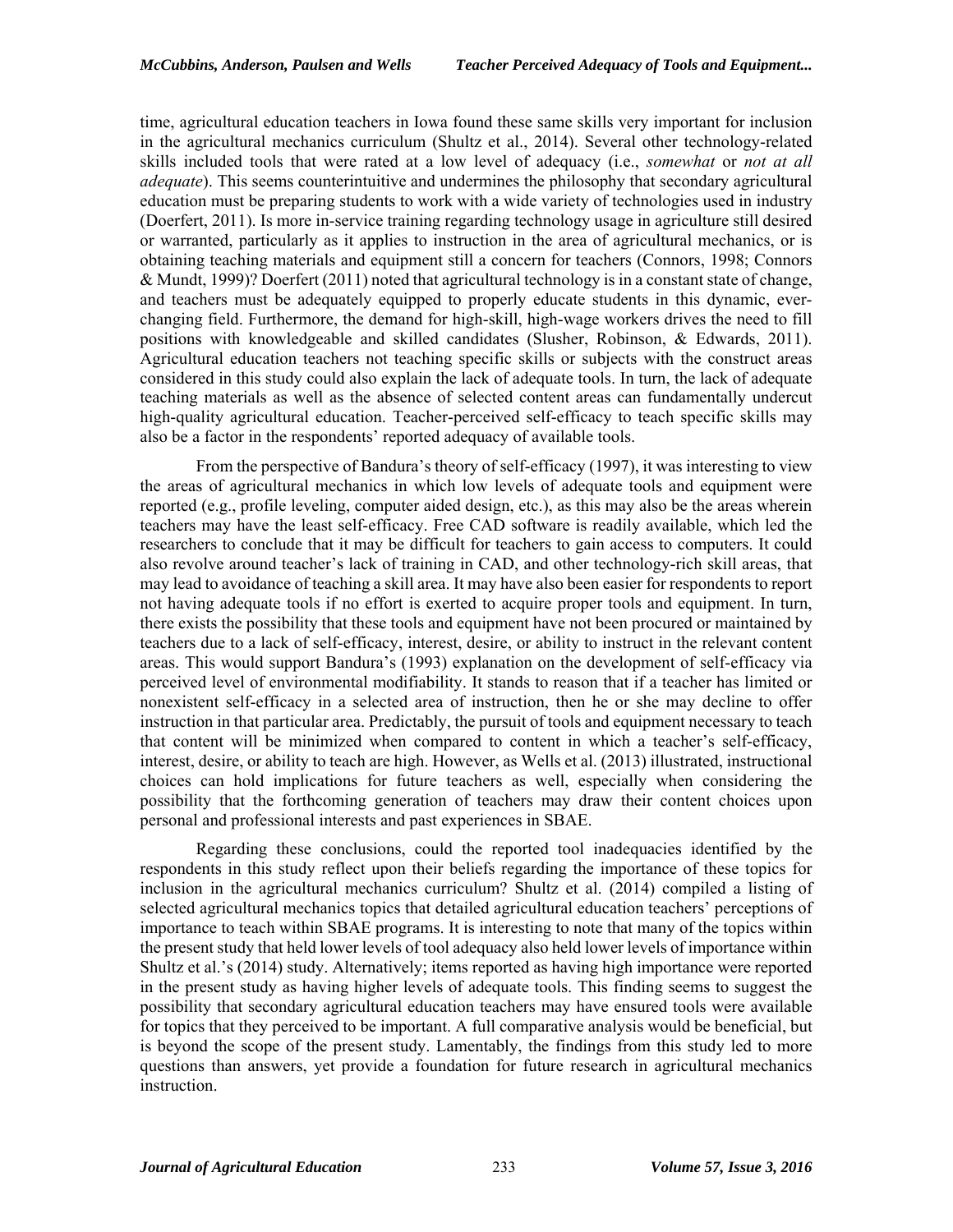time, agricultural education teachers in Iowa found these same skills very important for inclusion in the agricultural mechanics curriculum (Shultz et al., 2014). Several other technology-related skills included tools that were rated at a low level of adequacy (i.e., *somewhat* or *not at all adequate*). This seems counterintuitive and undermines the philosophy that secondary agricultural education must be preparing students to work with a wide variety of technologies used in industry (Doerfert, 2011). Is more in-service training regarding technology usage in agriculture still desired or warranted, particularly as it applies to instruction in the area of agricultural mechanics, or is obtaining teaching materials and equipment still a concern for teachers (Connors, 1998; Connors & Mundt, 1999)? Doerfert (2011) noted that agricultural technology is in a constant state of change, and teachers must be adequately equipped to properly educate students in this dynamic, ever-changing field. Furthermore, the demand for high-skill, high-wage workers drives the need to fill positions with knowledgeable and skilled candidates (Slusher, Robinson, & Edwards, 2011). Agricultural education teachers not teaching specific skills or subjects with the construct areas considered in this study could also explain the lack of adequate tools. In turn, the lack of adequate teaching materials as well as the absence of selected content areas can fundamentally undercut high-quality agricultural education. Teacher-perceived self-efficacy to teach specific skills may also be a factor in the respondents' reported adequacy of available tools.

From the perspective of Bandura's theory of self-efficacy (1997), it was interesting to view the areas of agricultural mechanics in which low levels of adequate tools and equipment were reported (e.g., profile leveling, computer aided design, etc.), as this may also be the areas wherein teachers may have the least self-efficacy. Free CAD software is readily available, which led the researchers to conclude that it may be difficult for teachers to gain access to computers. It could also revolve around teacher's lack of training in CAD, and other technology-rich skill areas, that may lead to avoidance of teaching a skill area. It may have also been easier for respondents to report not having adequate tools if no effort is exerted to acquire proper tools and equipment. In turn, there exists the possibility that these tools and equipment have not been procured or maintained by teachers due to a lack of self-efficacy, interest, desire, or ability to instruct in the relevant content areas. This would support Bandura's (1993) explanation on the development of self-efficacy via perceived level of environmental modifiability. It stands to reason that if a teacher has limited or nonexistent self-efficacy in a selected area of instruction, then he or she may decline to offer instruction in that particular area. Predictably, the pursuit of tools and equipment necessary to teach that content will be minimized when compared to content in which a teacher's self-efficacy, interest, desire, or ability to teach are high. However, as Wells et al. (2013) illustrated, instructional choices can hold implications for future teachers as well, especially when considering the possibility that the forthcoming generation of teachers may draw their content choices upon personal and professional interests and past experiences in SBAE.

Regarding these conclusions, could the reported tool inadequacies identified by the respondents in this study reflect upon their beliefs regarding the importance of these topics for inclusion in the agricultural mechanics curriculum? Shultz et al. (2014) compiled a listing of selected agricultural mechanics topics that detailed agricultural education teachers' perceptions of importance to teach within SBAE programs. It is interesting to note that many of the topics within the present study that held lower levels of tool adequacy also held lower levels of importance within Shultz et al.'s (2014) study. Alternatively; items reported as having high importance were reported in the present study as having higher levels of adequate tools. This finding seems to suggest the possibility that secondary agricultural education teachers may have ensured tools were available for topics that they perceived to be important. A full comparative analysis would be beneficial, but is beyond the scope of the present study. Lamentably, the findings from this study led to more questions than answers, yet provide a foundation for future research in agricultural mechanics instruction.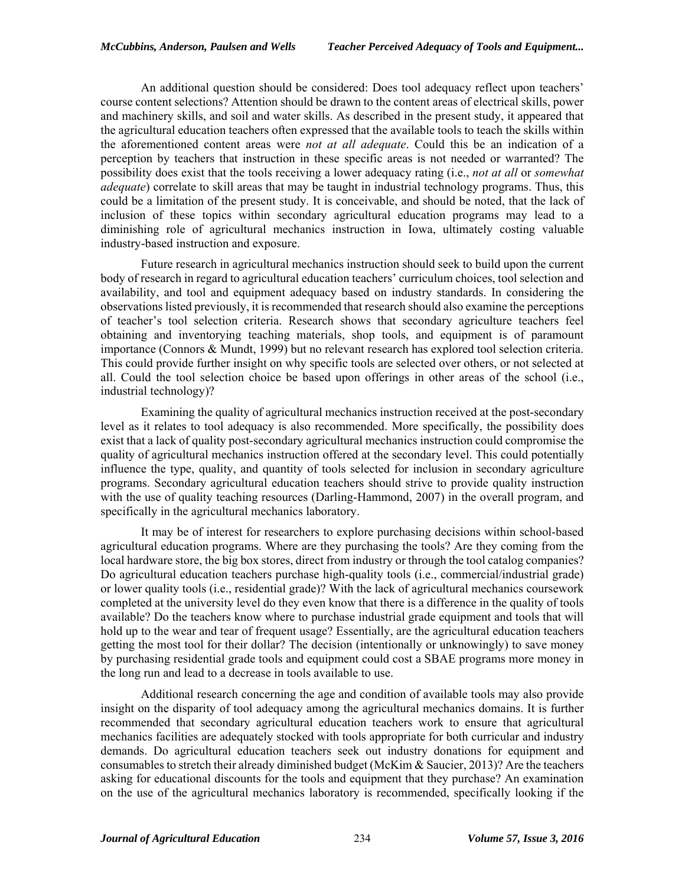An additional question should be considered: Does tool adequacy reflect upon teachers' course content selections? Attention should be drawn to the content areas of electrical skills, power and machinery skills, and soil and water skills. As described in the present study, it appeared that the agricultural education teachers often expressed that the available tools to teach the skills within the aforementioned content areas were *not at all adequate*. Could this be an indication of a perception by teachers that instruction in these specific areas is not needed or warranted? The possibility does exist that the tools receiving a lower adequacy rating (i.e., *not at all* or *somewhat adequate*) correlate to skill areas that may be taught in industrial technology programs. Thus, this could be a limitation of the present study. It is conceivable, and should be noted, that the lack of inclusion of these topics within secondary agricultural education programs may lead to a diminishing role of agricultural mechanics instruction in Iowa, ultimately costing valuable industry-based instruction and exposure.

Future research in agricultural mechanics instruction should seek to build upon the current body of research in regard to agricultural education teachers' curriculum choices, tool selection and availability, and tool and equipment adequacy based on industry standards. In considering the observations listed previously, it is recommended that research should also examine the perceptions of teacher's tool selection criteria. Research shows that secondary agriculture teachers feel obtaining and inventorying teaching materials, shop tools, and equipment is of paramount importance (Connors & Mundt, 1999) but no relevant research has explored tool selection criteria. This could provide further insight on why specific tools are selected over others, or not selected at all. Could the tool selection choice be based upon offerings in other areas of the school (i.e., industrial technology)?

Examining the quality of agricultural mechanics instruction received at the post-secondary level as it relates to tool adequacy is also recommended. More specifically, the possibility does exist that a lack of quality post-secondary agricultural mechanics instruction could compromise the quality of agricultural mechanics instruction offered at the secondary level. This could potentially influence the type, quality, and quantity of tools selected for inclusion in secondary agriculture programs. Secondary agricultural education teachers should strive to provide quality instruction with the use of quality teaching resources (Darling-Hammond, 2007) in the overall program, and specifically in the agricultural mechanics laboratory.

It may be of interest for researchers to explore purchasing decisions within school-based agricultural education programs. Where are they purchasing the tools? Are they coming from the local hardware store, the big box stores, direct from industry or through the tool catalog companies? Do agricultural education teachers purchase high-quality tools (i.e., commercial/industrial grade) or lower quality tools (i.e., residential grade)? With the lack of agricultural mechanics coursework completed at the university level do they even know that there is a difference in the quality of tools available? Do the teachers know where to purchase industrial grade equipment and tools that will hold up to the wear and tear of frequent usage? Essentially, are the agricultural education teachers getting the most tool for their dollar? The decision (intentionally or unknowingly) to save money by purchasing residential grade tools and equipment could cost a SBAE programs more money in the long run and lead to a decrease in tools available to use.

Additional research concerning the age and condition of available tools may also provide insight on the disparity of tool adequacy among the agricultural mechanics domains. It is further recommended that secondary agricultural education teachers work to ensure that agricultural mechanics facilities are adequately stocked with tools appropriate for both curricular and industry demands. Do agricultural education teachers seek out industry donations for equipment and consumables to stretch their already diminished budget (McKim & Saucier, 2013)? Are the teachers asking for educational discounts for the tools and equipment that they purchase? An examination on the use of the agricultural mechanics laboratory is recommended, specifically looking if the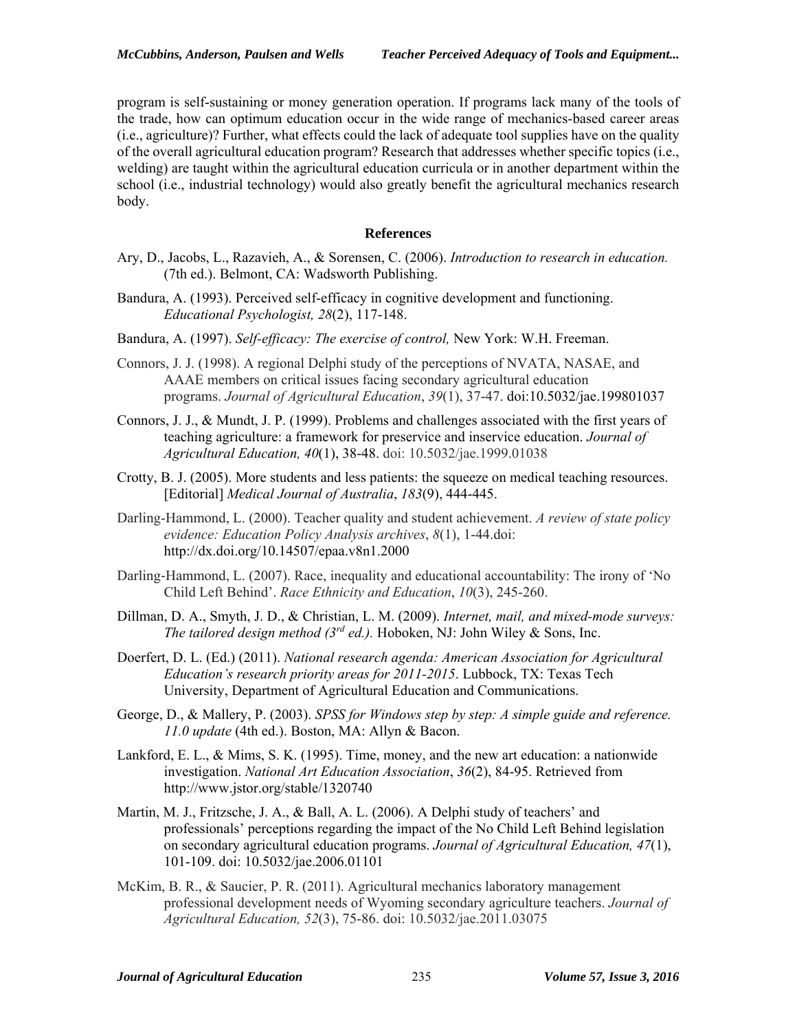program is self-sustaining or money generation operation. If programs lack many of the tools of the trade, how can optimum education occur in the wide range of mechanics-based career areas (i.e., agriculture)? Further, what effects could the lack of adequate tool supplies have on the quality of the overall agricultural education program? Research that addresses whether specific topics (i.e., welding) are taught within the agricultural education curricula or in another department within the school (i.e., industrial technology) would also greatly benefit the agricultural mechanics research body.

## References

Ary, D., Jacobs, L., Razavieh, A., & Sorensen, C. (2006). *Introduction to research in education.* (7th ed.). Belmont, CA: Wadsworth Publishing.

Bandura, A. (1993). Perceived self-efficacy in cognitive development and functioning. *Educational Psychologist, 28*(2), 117-148.

Bandura, A. (1997). *Self-efficacy: The exercise of control,* New York: W.H. Freeman.

Connors, J. J. (1998). A regional Delphi study of the perceptions of NVATA, NASAE, and AAAE members on critical issues facing secondary agricultural education programs. *Journal of Agricultural Education*, *39*(1), 37-47. doi:10.5032/jae.199801037

Connors, J. J., & Mundt, J. P. (1999). Problems and challenges associated with the first years of teaching agriculture: a framework for preservice and inservice education. *Journal of Agricultural Education, 40*(1), 38-48. doi: 10.5032/jae.1999.01038

Crotty, B. J. (2005). More students and less patients: the squeeze on medical teaching resources. [Editorial] *Medical Journal of Australia*, *183*(9), 444-445.

Darling-Hammond, L. (2000). Teacher quality and student achievement. *A review of state policy evidence: Education Policy Analysis archives*, *8*(1), 1-44.doi: http://dx.doi.org/10.14507/epaa.v8n1.2000

Darling-Hammond, L. (2007). Race, inequality and educational accountability: The irony of 'No Child Left Behind'. *Race Ethnicity and Education*, *10*(3), 245-260.

Dillman, D. A., Smyth, J. D., & Christian, L. M. (2009). *Internet, mail, and mixed-mode surveys: The tailored design method (3rd ed.).* Hoboken, NJ: John Wiley & Sons, Inc.

Doerfert, D. L. (Ed.) (2011). *National research agenda: American Association for Agricultural Education's research priority areas for 2011-2015*. Lubbock, TX: Texas Tech University, Department of Agricultural Education and Communications.

George, D., & Mallery, P. (2003). *SPSS for Windows step by step: A simple guide and reference. 11.0 update* (4th ed.). Boston, MA: Allyn & Bacon.

Lankford, E. L., & Mims, S. K. (1995). Time, money, and the new art education: a nationwide investigation. *National Art Education Association*, *36*(2), 84-95. Retrieved from http://www.jstor.org/stable/1320740

Martin, M. J., Fritzsche, J. A., & Ball, A. L. (2006). A Delphi study of teachers' and professionals' perceptions regarding the impact of the No Child Left Behind legislation on secondary agricultural education programs. *Journal of Agricultural Education, 47*(1), 101-109. doi: 10.5032/jae.2006.01101

McKim, B. R., & Saucier, P. R. (2011). Agricultural mechanics laboratory management professional development needs of Wyoming secondary agriculture teachers. *Journal of Agricultural Education, 52*(3), 75-86. doi: 10.5032/jae.2011.03075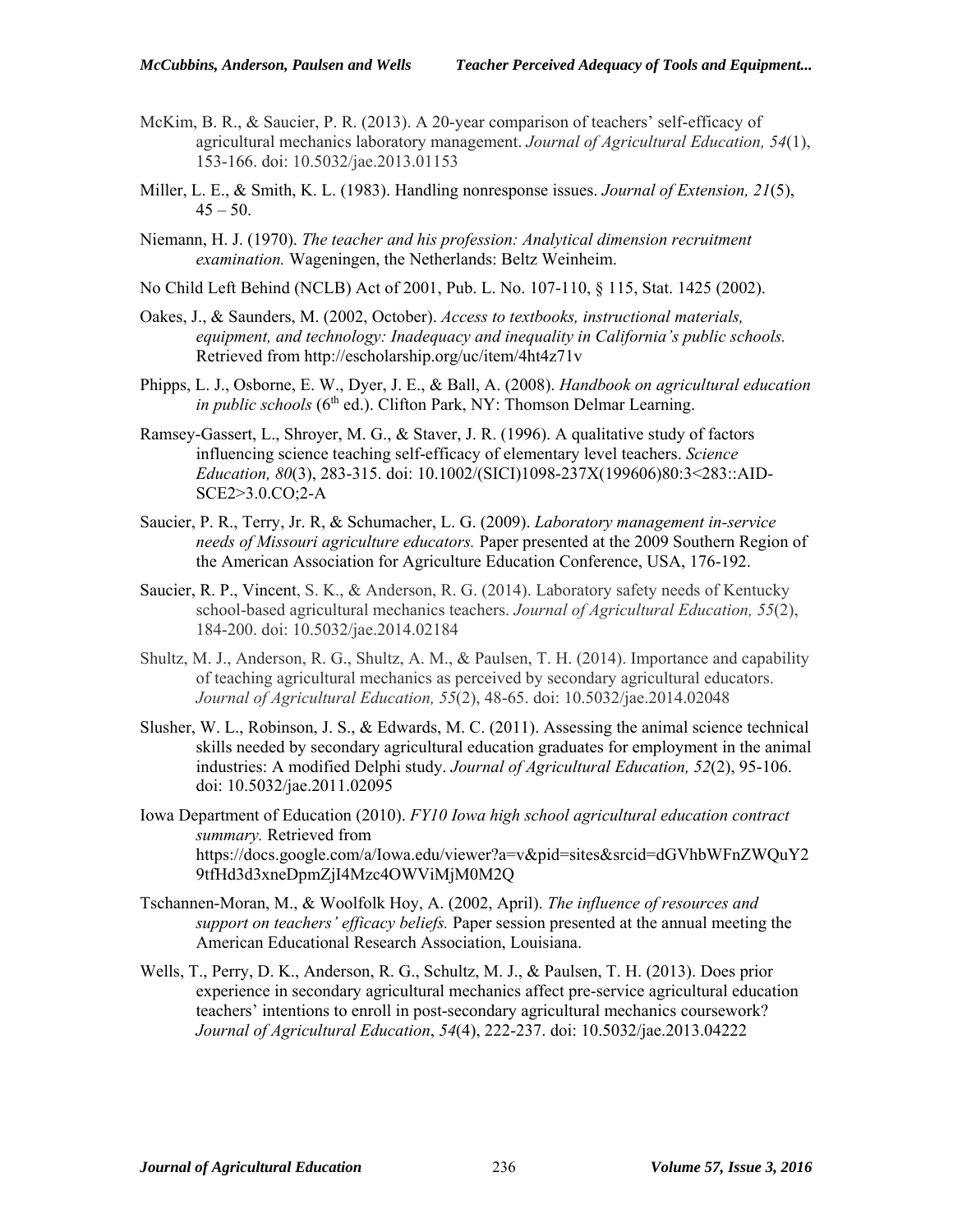McKim, B. R., & Saucier, P. R. (2013). A 20-year comparison of teachers' self-efficacy of agricultural mechanics laboratory management. *Journal of Agricultural Education, 54*(1), 153-166. doi: 10.5032/jae.2013.01153

Miller, L. E., & Smith, K. L. (1983). Handling nonresponse issues. *Journal of Extension, 21*(5), 45 – 50.

Niemann, H. J. (1970). *The teacher and his profession: Analytical dimension recruitment examination.* Wageningen, the Netherlands: Beltz Weinheim.

No Child Left Behind (NCLB) Act of 2001, Pub. L. No. 107-110, § 115, Stat. 1425 (2002).

Oakes, J., & Saunders, M. (2002, October). *Access to textbooks, instructional materials, equipment, and technology: Inadequacy and inequality in California's public schools.* Retrieved from http://escholarship.org/uc/item/4ht4z71v

Phipps, L. J., Osborne, E. W., Dyer, J. E., & Ball, A. (2008). *Handbook on agricultural education in public schools* (6th ed.). Clifton Park, NY: Thomson Delmar Learning.

Ramsey-Gassert, L., Shroyer, M. G., & Staver, J. R. (1996). A qualitative study of factors influencing science teaching self-efficacy of elementary level teachers. *Science Education, 80*(3), 283-315. doi: 10.1002/(SICI)1098-237X(199606)80:3<283::AID-SCE2>3.0.CO;2-A

Saucier, P. R., Terry, Jr. R, & Schumacher, L. G. (2009). *Laboratory management in-service needs of Missouri agriculture educators.* Paper presented at the 2009 Southern Region of the American Association for Agriculture Education Conference, USA, 176-192.

Saucier, R. P., Vincent, S. K., & Anderson, R. G. (2014). Laboratory safety needs of Kentucky school-based agricultural mechanics teachers. *Journal of Agricultural Education, 55*(2), 184-200. doi: 10.5032/jae.2014.02184

Shultz, M. J., Anderson, R. G., Shultz, A. M., & Paulsen, T. H. (2014). Importance and capability of teaching agricultural mechanics as perceived by secondary agricultural educators. *Journal of Agricultural Education, 55*(2), 48-65. doi: 10.5032/jae.2014.02048

Slusher, W. L., Robinson, J. S., & Edwards, M. C. (2011). Assessing the animal science technical skills needed by secondary agricultural education graduates for employment in the animal industries: A modified Delphi study. *Journal of Agricultural Education, 52*(2), 95-106. doi: 10.5032/jae.2011.02095

Iowa Department of Education (2010). *FY10 Iowa high school agricultural education contract summary.* Retrieved from https://docs.google.com/a/Iowa.edu/viewer?a=v&pid=sites&srcid=dGVhbWFnZWQuY29tfHd3d3xneDpmZjI4Mzc4OWViMjM0M2Q

Tschannen-Moran, M., & Woolfolk Hoy, A. (2002, April). *The influence of resources and support on teachers' efficacy beliefs.* Paper session presented at the annual meeting the American Educational Research Association, Louisiana.

Wells, T., Perry, D. K., Anderson, R. G., Schultz, M. J., & Paulsen, T. H. (2013). Does prior experience in secondary agricultural mechanics affect pre-service agricultural education teachers' intentions to enroll in post-secondary agricultural mechanics coursework? *Journal of Agricultural Education*, *54*(4), 222-237. doi: 10.5032/jae.2013.04222